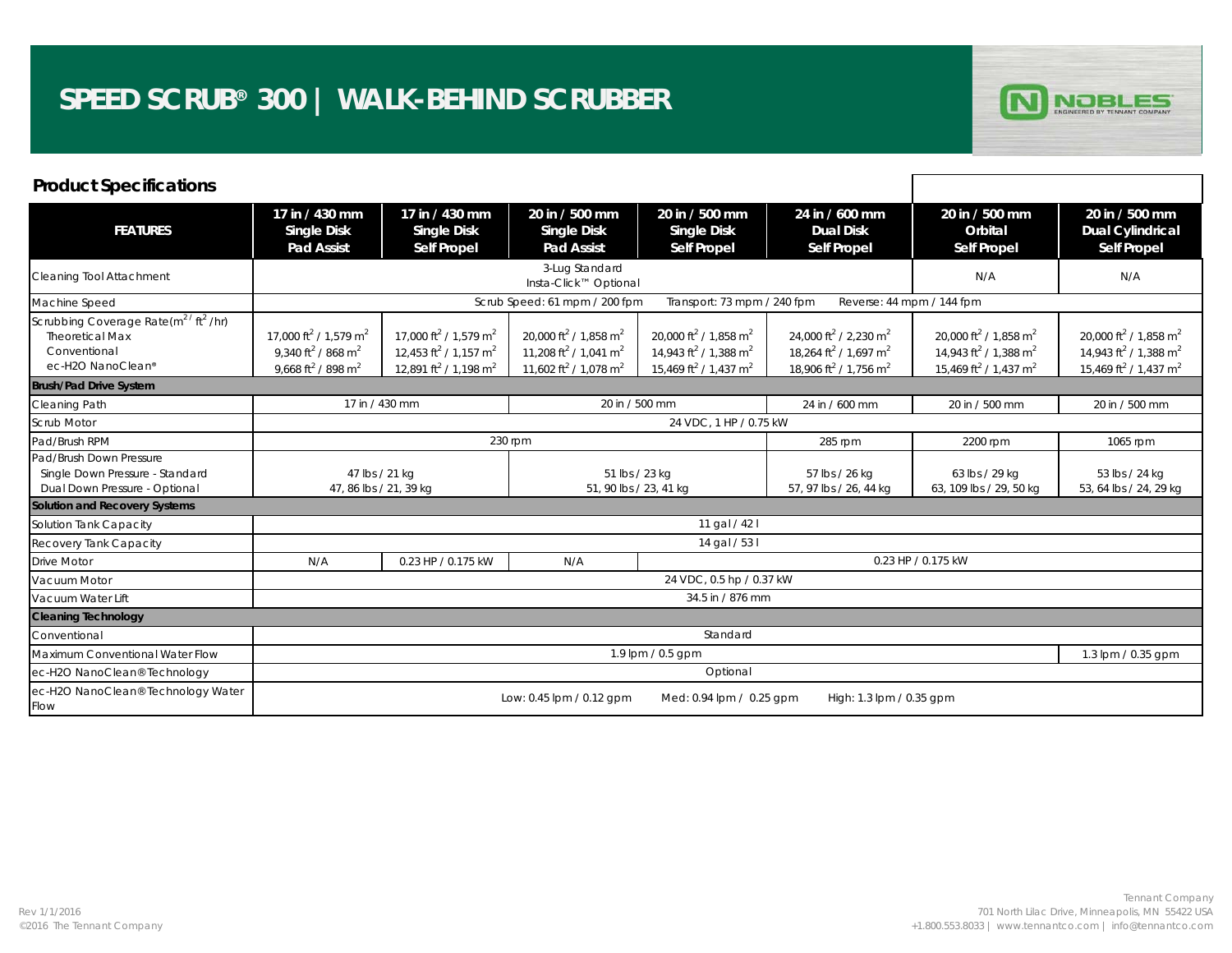# SPEED SCRUB® 300 | WALK-BEHIND SCRUBBER

NOBLES ENGINEERED BY TENNANT COMPANY

## Product Specifications

| FEATURES | 17 in / 430 mm Single Disk Pad Assist | 17 in / 430 mm Single Disk Self Propel | 20 in / 500 mm Single Disk Pad Assist | 20 in / 500 mm Single Disk Self Propel | 24 in / 600 mm Dual Disk Self Propel | 20 in / 500 mm Orbital Self Propel | 20 in / 500 mm Dual Cylindrical Self Propel |
|---|---|---|---|---|---|---|---|
| Cleaning Tool Attachment | 3-Lug Standard Insta-Click™ Optional | | | | | N/A | N/A |
| Machine Speed | Scrub Speed: 61 mpm / 200 fpm Transport: 73 mpm / 240 fpm Reverse: 44 mpm / 144 fpm | | | | | | |
| Scrubbing Coverage Rate($m^2$/ $ft^2$ /hr) Theoretical Max Conventional ec-H2O NanoClean® | 17,000 $ft^2$ / 1,579 $m^2$ 9,340 $ft^2$ / 868 $m^2$ 9,668 $ft^2$ / 898 $m^2$ | 17,000 $ft^2$ / 1,579 $m^2$ 12,453 $ft^2$ / 1,157 $m^2$ 12,891 $ft^2$ / 1,198 $m^2$ | 20,000 $ft^2$ / 1,858 $m^2$ 11,208 $ft^2$ / 1,041 $m^2$ 11,602 $ft^2$ / 1,078 $m^2$ | 20,000 $ft^2$ / 1,858 $m^2$ 14,943 $ft^2$ / 1,388 $m^2$ 15,469 $ft^2$ / 1,437 $m^2$ | 24,000 $ft^2$ / 2,230 $m^2$ 18,264 $ft^2$ / 1,697 $m^2$ 18,906 $ft^2$ / 1,756 $m^2$ | 20,000 $ft^2$ / 1,858 $m^2$ 14,943 $ft^2$ / 1,388 $m^2$ 15,469 $ft^2$ / 1,437 $m^2$ | 20,000 $ft^2$ / 1,858 $m^2$ 14,943 $ft^2$ / 1,388 $m^2$ 15,469 $ft^2$ / 1,437 $m^2$ |
| **Brush/Pad Drive System** | | | | | | | |
| Cleaning Path | 17 in / 430 mm | | 20 in / 500 mm | | 24 in / 600 mm | 20 in / 500 mm | 20 in / 500 mm |
| Scrub Motor | 24 VDC, 1 HP / 0.75 kW | | | | | | |
| Pad/Brush RPM | 230 rpm | | | | 285 rpm | 2200 rpm | 1065 rpm |
| Pad/Brush Down Pressure Single Down Pressure - Standard Dual Down Pressure - Optional | 47 lbs / 21 kg 47, 86 lbs / 21, 39 kg | | 51 lbs / 23 kg 51, 90 lbs / 23, 41 kg | | 57 lbs / 26 kg 57, 97 lbs / 26, 44 kg | 63 lbs / 29 kg 63, 109 lbs / 29, 50 kg | 53 lbs / 24 kg 53, 64 lbs / 24, 29 kg |
| **Solution and Recovery Systems** | | | | | | | |
| Solution Tank Capacity | 11 gal / 42 l | | | | | | |
| Recovery Tank Capacity | 14 gal / 53 l | | | | | | |
| Drive Motor | N/A | 0.23 HP / 0.175 kW | N/A | 0.23 HP / 0.175 kW | | | |
| Vacuum Motor | 24 VDC, 0.5 hp / 0.37 kW | | | | | | |
| Vacuum Water Lift | 34.5 in / 876 mm | | | | | | |
| **Cleaning Technology** | | | | | | | |
| Conventional | Standard | | | | | | |
| Maximum Conventional Water Flow | 1.9 lpm / 0.5 gpm | | | | | | 1.3 lpm / 0.35 gpm |
| ec-H2O NanoClean® Technology | Optional | | | | | | |
| ec-H2O NanoClean® Technology Water Flow | Low: 0.45 lpm / 0.12 gpm Med: 0.94 lpm / 0.25 gpm High: 1.3 lpm / 0.35 gpm | | | | | | |

Rev 1/1/2016
©2016 The Tennant Company

Tennant Company
701 North Lilac Drive, Minneapolis, MN 55422 USA
+1.800.553.8033 | www.tennantco.com | info@tennantco.com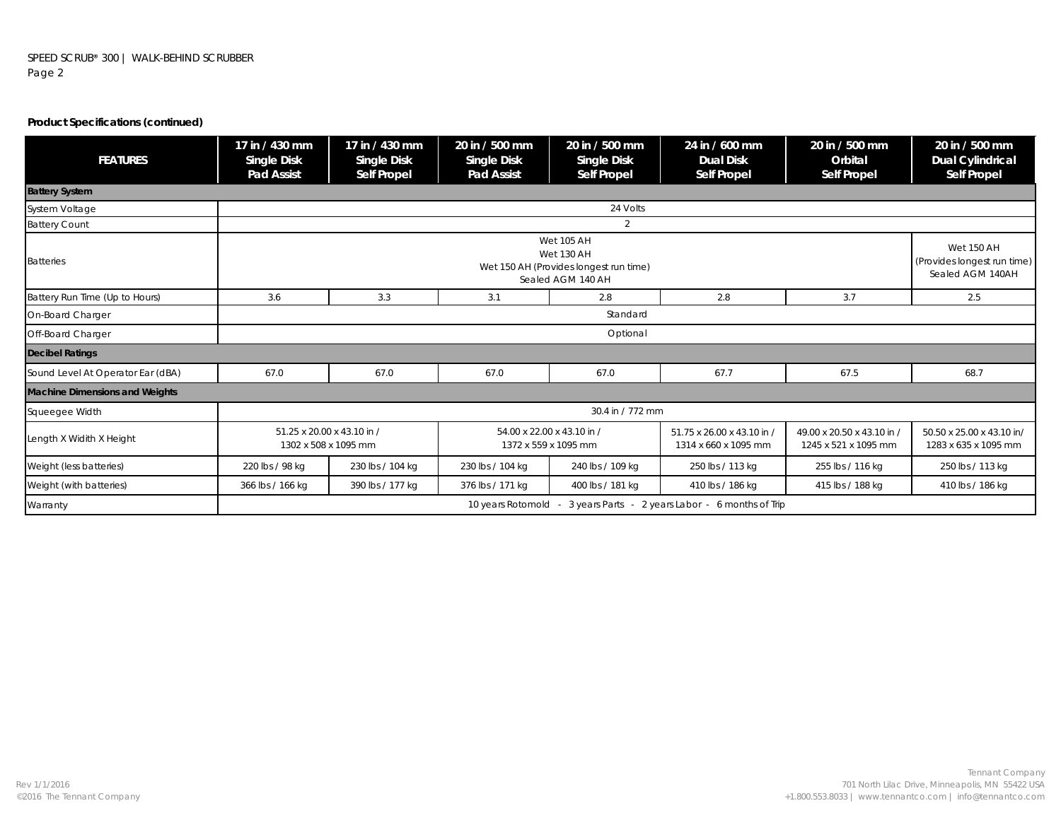**Product Specifications (continued)**

| FEATURES | 17 in / 430 mm Single Disk Pad Assist | 17 in / 430 mm Single Disk Self Propel | 20 in / 500 mm Single Disk Pad Assist | 20 in / 500 mm Single Disk Self Propel | 24 in / 600 mm Dual Disk Self Propel | 20 in / 500 mm Orbital Self Propel | 20 in / 500 mm Dual Cylindrical Self Propel |
|---|---|---|---|---|---|---|---|
| **Battery System** | | | | | | | |
| System Voltage | 24 Volts | | | | | | |
| Battery Count | 2 | | | | | | |
| Batteries | Wet 105 AH<br>Wet 130 AH<br>Wet 150 AH (Provides longest run time)<br>Sealed AGM 140 AH | | | | | | Wet 150 AH<br>(Provides longest run time)<br>Sealed AGM 140AH |
| Battery Run Time (Up to Hours) | 3.6 | 3.3 | 3.1 | 2.8 | 2.8 | 3.7 | 2.5 |
| On-Board Charger | Standard | | | | | | |
| Off-Board Charger | Optional | | | | | | |
| **Decibel Ratings** | | | | | | | |
| Sound Level At Operator Ear (dBA) | 67.0 | 67.0 | 67.0 | 67.0 | 67.7 | 67.5 | 68.7 |
| **Machine Dimensions and Weights** | | | | | | | |
| Squeegee Width | 30.4 in / 772 mm | | | | | | |
| Length X Width X Height | 51.25 x 20.00 x 43.10 in / 1302 x 508 x 1095 mm | | 54.00 x 22.00 x 43.10 in / 1372 x 559 x 1095 mm | | 51.75 x 26.00 x 43.10 in / 1314 x 660 x 1095 mm | 49.00 x 20.50 x 43.10 in / 1245 x 521 x 1095 mm | 50.50 x 25.00 x 43.10 in/ 1283 x 635 x 1095 mm |
| Weight (less batteries) | 220 lbs / 98 kg | 230 lbs / 104 kg | 230 lbs / 104 kg | 240 lbs / 109 kg | 250 lbs / 113 kg | 255 lbs / 116 kg | 250 lbs / 113 kg |
| Weight (with batteries) | 366 lbs / 166 kg | 390 lbs / 177 kg | 376 lbs / 171 kg | 400 lbs / 181 kg | 410 lbs / 186 kg | 415 lbs / 188 kg | 410 lbs / 186 kg |
| Warranty | 10 years Rotomold - 3 years Parts - 2 years Labor - 6 months of Trip | | | | | | |

Rev 1/1/2016
©2016 The Tennant Company

Tennant Company
701 North Lilac Drive, Minneapolis, MN 55422 USA
+1.800.553.8033 | www.tennantco.com | info@tennantco.com